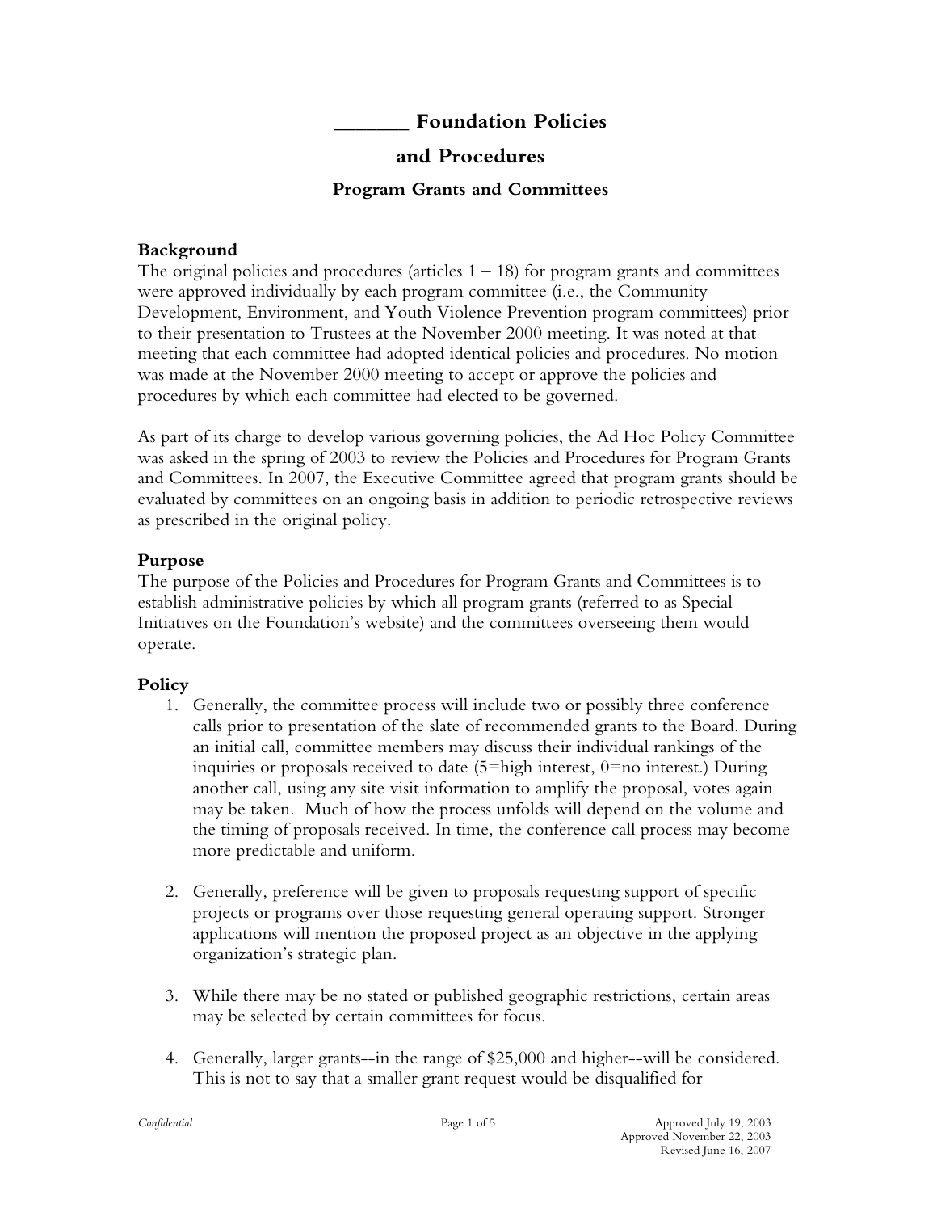# _______ Foundation Policies and Procedures

### Program Grants and Committees

**Background**

The original policies and procedures (articles 1 – 18) for program grants and committees were approved individually by each program committee (i.e., the Community Development, Environment, and Youth Violence Prevention program committees) prior to their presentation to Trustees at the November 2000 meeting. It was noted at that meeting that each committee had adopted identical policies and procedures. No motion was made at the November 2000 meeting to accept or approve the policies and procedures by which each committee had elected to be governed.

As part of its charge to develop various governing policies, the Ad Hoc Policy Committee was asked in the spring of 2003 to review the Policies and Procedures for Program Grants and Committees. In 2007, the Executive Committee agreed that program grants should be evaluated by committees on an ongoing basis in addition to periodic retrospective reviews as prescribed in the original policy.

**Purpose**

The purpose of the Policies and Procedures for Program Grants and Committees is to establish administrative policies by which all program grants (referred to as Special Initiatives on the Foundation's website) and the committees overseeing them would operate.

**Policy**

1. Generally, the committee process will include two or possibly three conference calls prior to presentation of the slate of recommended grants to the Board. During an initial call, committee members may discuss their individual rankings of the inquiries or proposals received to date (5=high interest, 0=no interest.) During another call, using any site visit information to amplify the proposal, votes again may be taken. Much of how the process unfolds will depend on the volume and the timing of proposals received. In time, the conference call process may become more predictable and uniform.

2. Generally, preference will be given to proposals requesting support of specific projects or programs over those requesting general operating support. Stronger applications will mention the proposed project as an objective in the applying organization's strategic plan.

3. While there may be no stated or published geographic restrictions, certain areas may be selected by certain committees for focus.

4. Generally, larger grants--in the range of $25,000 and higher--will be considered. This is not to say that a smaller grant request would be disqualified for

*Confidential* Approved July 19, 2003
Approved November 22, 2003
Revised June 16, 2007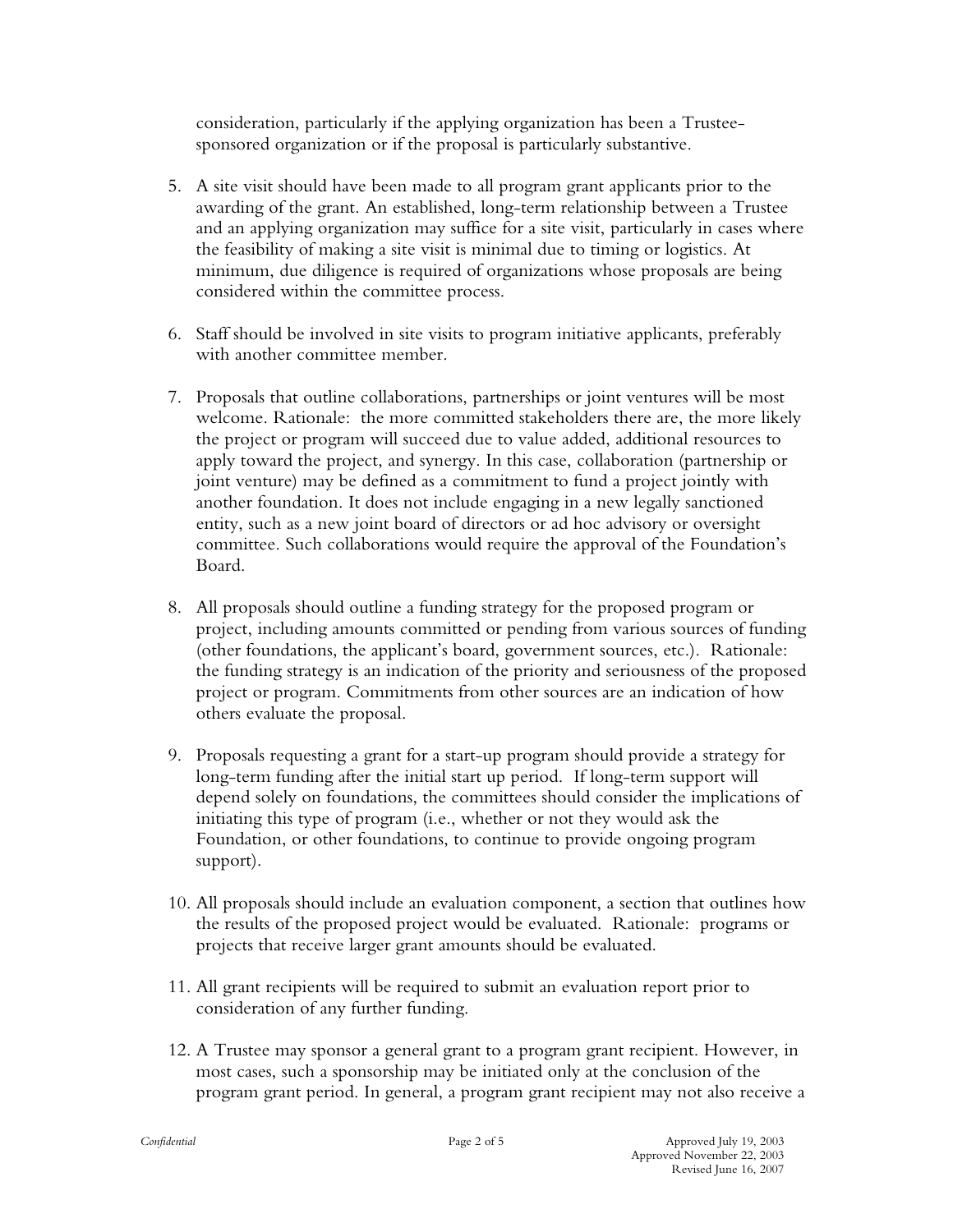consideration, particularly if the applying organization has been a Trustee-sponsored organization or if the proposal is particularly substantive.

5. A site visit should have been made to all program grant applicants prior to the awarding of the grant. An established, long-term relationship between a Trustee and an applying organization may suffice for a site visit, particularly in cases where the feasibility of making a site visit is minimal due to timing or logistics. At minimum, due diligence is required of organizations whose proposals are being considered within the committee process.

6. Staff should be involved in site visits to program initiative applicants, preferably with another committee member.

7. Proposals that outline collaborations, partnerships or joint ventures will be most welcome. Rationale: the more committed stakeholders there are, the more likely the project or program will succeed due to value added, additional resources to apply toward the project, and synergy. In this case, collaboration (partnership or joint venture) may be defined as a commitment to fund a project jointly with another foundation. It does not include engaging in a new legally sanctioned entity, such as a new joint board of directors or ad hoc advisory or oversight committee. Such collaborations would require the approval of the Foundation's Board.

8. All proposals should outline a funding strategy for the proposed program or project, including amounts committed or pending from various sources of funding (other foundations, the applicant's board, government sources, etc.). Rationale: the funding strategy is an indication of the priority and seriousness of the proposed project or program. Commitments from other sources are an indication of how others evaluate the proposal.

9. Proposals requesting a grant for a start-up program should provide a strategy for long-term funding after the initial start up period. If long-term support will depend solely on foundations, the committees should consider the implications of initiating this type of program (i.e., whether or not they would ask the Foundation, or other foundations, to continue to provide ongoing program support).

10. All proposals should include an evaluation component, a section that outlines how the results of the proposed project would be evaluated. Rationale: programs or projects that receive larger grant amounts should be evaluated.

11. All grant recipients will be required to submit an evaluation report prior to consideration of any further funding.

12. A Trustee may sponsor a general grant to a program grant recipient. However, in most cases, such a sponsorship may be initiated only at the conclusion of the program grant period. In general, a program grant recipient may not also receive a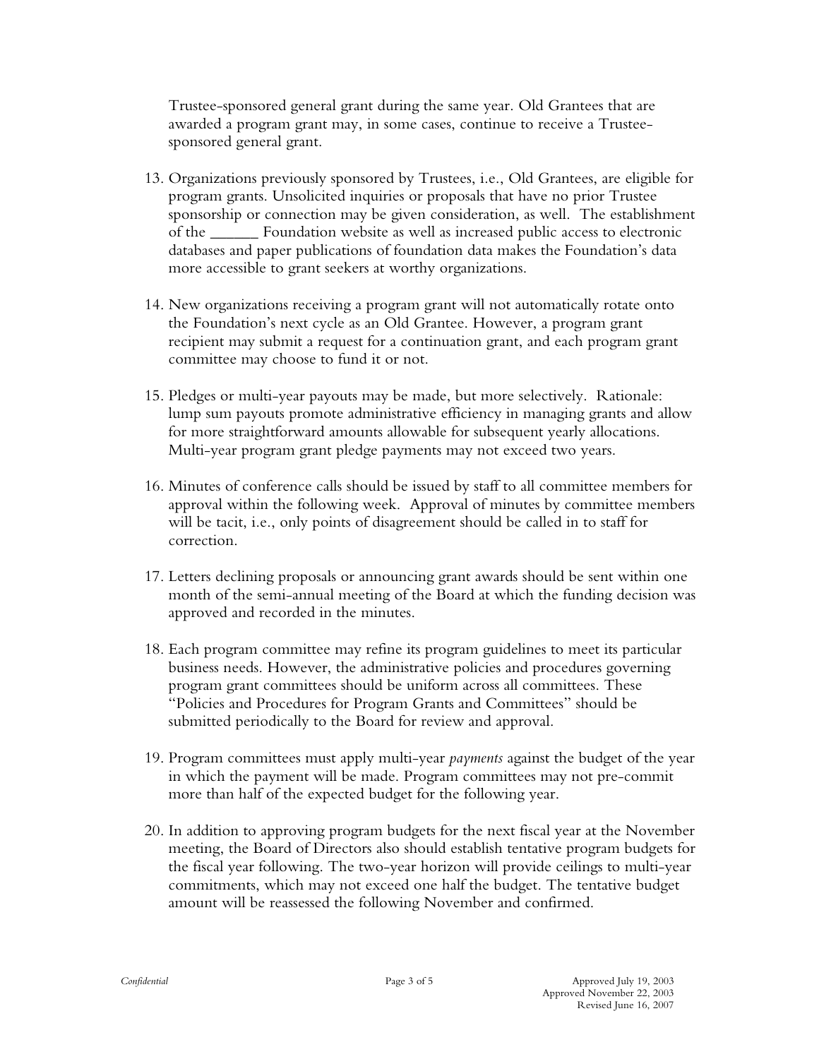Trustee-sponsored general grant during the same year. Old Grantees that are awarded a program grant may, in some cases, continue to receive a Trustee-sponsored general grant.

13. Organizations previously sponsored by Trustees, i.e., Old Grantees, are eligible for program grants. Unsolicited inquiries or proposals that have no prior Trustee sponsorship or connection may be given consideration, as well. The establishment of the ______ Foundation website as well as increased public access to electronic databases and paper publications of foundation data makes the Foundation's data more accessible to grant seekers at worthy organizations.

14. New organizations receiving a program grant will not automatically rotate onto the Foundation's next cycle as an Old Grantee. However, a program grant recipient may submit a request for a continuation grant, and each program grant committee may choose to fund it or not.

15. Pledges or multi-year payouts may be made, but more selectively. Rationale: lump sum payouts promote administrative efficiency in managing grants and allow for more straightforward amounts allowable for subsequent yearly allocations. Multi-year program grant pledge payments may not exceed two years.

16. Minutes of conference calls should be issued by staff to all committee members for approval within the following week. Approval of minutes by committee members will be tacit, i.e., only points of disagreement should be called in to staff for correction.

17. Letters declining proposals or announcing grant awards should be sent within one month of the semi-annual meeting of the Board at which the funding decision was approved and recorded in the minutes.

18. Each program committee may refine its program guidelines to meet its particular business needs. However, the administrative policies and procedures governing program grant committees should be uniform across all committees. These "Policies and Procedures for Program Grants and Committees" should be submitted periodically to the Board for review and approval.

19. Program committees must apply multi-year *payments* against the budget of the year in which the payment will be made. Program committees may not pre-commit more than half of the expected budget for the following year.

20. In addition to approving program budgets for the next fiscal year at the November meeting, the Board of Directors also should establish tentative program budgets for the fiscal year following. The two-year horizon will provide ceilings to multi-year commitments, which may not exceed one half the budget. The tentative budget amount will be reassessed the following November and confirmed.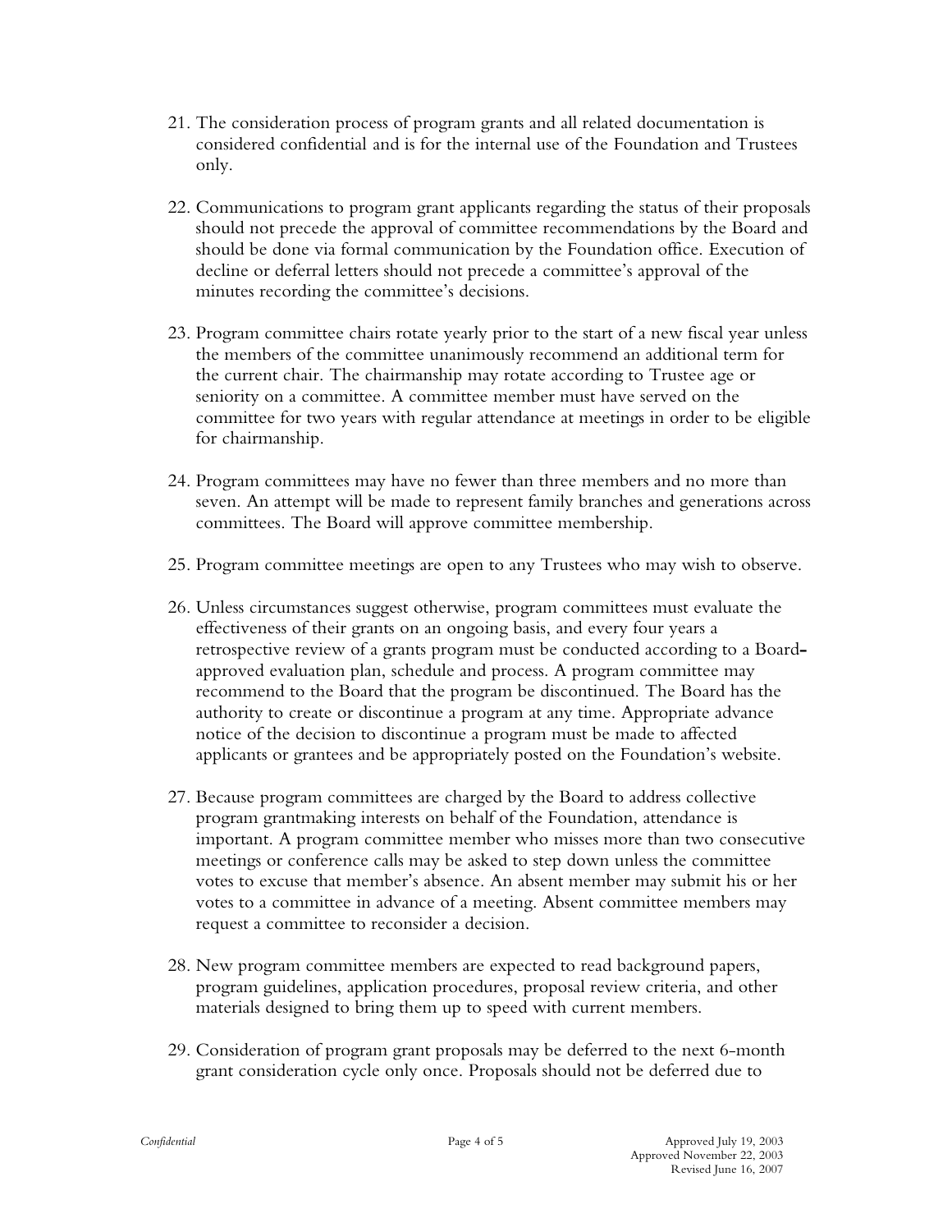21. The consideration process of program grants and all related documentation is considered confidential and is for the internal use of the Foundation and Trustees only.

22. Communications to program grant applicants regarding the status of their proposals should not precede the approval of committee recommendations by the Board and should be done via formal communication by the Foundation office. Execution of decline or deferral letters should not precede a committee's approval of the minutes recording the committee's decisions.

23. Program committee chairs rotate yearly prior to the start of a new fiscal year unless the members of the committee unanimously recommend an additional term for the current chair. The chairmanship may rotate according to Trustee age or seniority on a committee. A committee member must have served on the committee for two years with regular attendance at meetings in order to be eligible for chairmanship.

24. Program committees may have no fewer than three members and no more than seven. An attempt will be made to represent family branches and generations across committees. The Board will approve committee membership.

25. Program committee meetings are open to any Trustees who may wish to observe.

26. Unless circumstances suggest otherwise, program committees must evaluate the effectiveness of their grants on an ongoing basis, and every four years a retrospective review of a grants program must be conducted according to a Board-approved evaluation plan, schedule and process. A program committee may recommend to the Board that the program be discontinued. The Board has the authority to create or discontinue a program at any time. Appropriate advance notice of the decision to discontinue a program must be made to affected applicants or grantees and be appropriately posted on the Foundation's website.

27. Because program committees are charged by the Board to address collective program grantmaking interests on behalf of the Foundation, attendance is important. A program committee member who misses more than two consecutive meetings or conference calls may be asked to step down unless the committee votes to excuse that member's absence. An absent member may submit his or her votes to a committee in advance of a meeting. Absent committee members may request a committee to reconsider a decision.

28. New program committee members are expected to read background papers, program guidelines, application procedures, proposal review criteria, and other materials designed to bring them up to speed with current members.

29. Consideration of program grant proposals may be deferred to the next 6-month grant consideration cycle only once. Proposals should not be deferred due to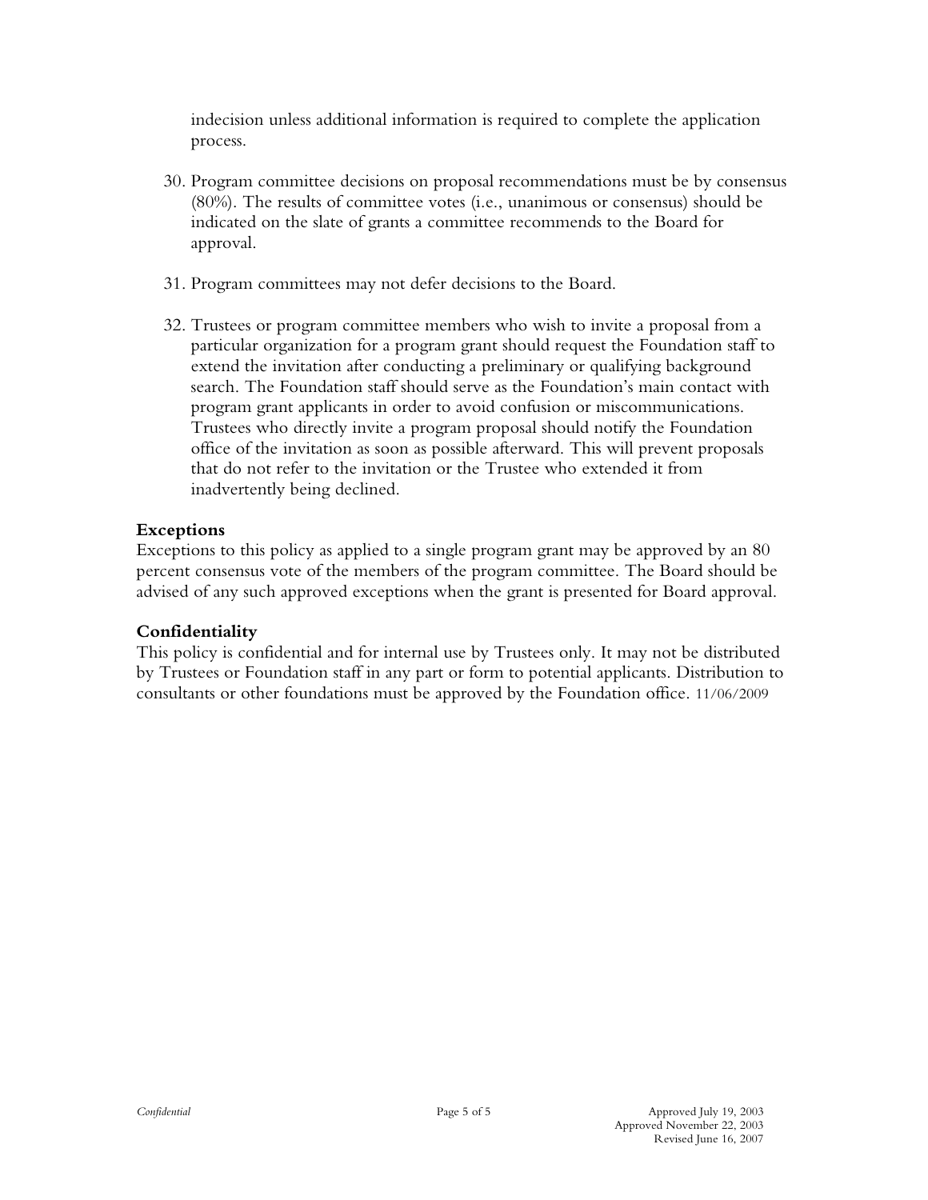indecision unless additional information is required to complete the application process.

30. Program committee decisions on proposal recommendations must be by consensus (80%). The results of committee votes (i.e., unanimous or consensus) should be indicated on the slate of grants a committee recommends to the Board for approval.

31. Program committees may not defer decisions to the Board.

32. Trustees or program committee members who wish to invite a proposal from a particular organization for a program grant should request the Foundation staff to extend the invitation after conducting a preliminary or qualifying background search. The Foundation staff should serve as the Foundation's main contact with program grant applicants in order to avoid confusion or miscommunications. Trustees who directly invite a program proposal should notify the Foundation office of the invitation as soon as possible afterward. This will prevent proposals that do not refer to the invitation or the Trustee who extended it from inadvertently being declined.

**Exceptions**

Exceptions to this policy as applied to a single program grant may be approved by an 80 percent consensus vote of the members of the program committee. The Board should be advised of any such approved exceptions when the grant is presented for Board approval.

**Confidentiality**

This policy is confidential and for internal use by Trustees only. It may not be distributed by Trustees or Foundation staff in any part or form to potential applicants. Distribution to consultants or other foundations must be approved by the Foundation office. 11/06/2009

*Confidential*

Approved July 19, 2003
Approved November 22, 2003
Revised June 16, 2007